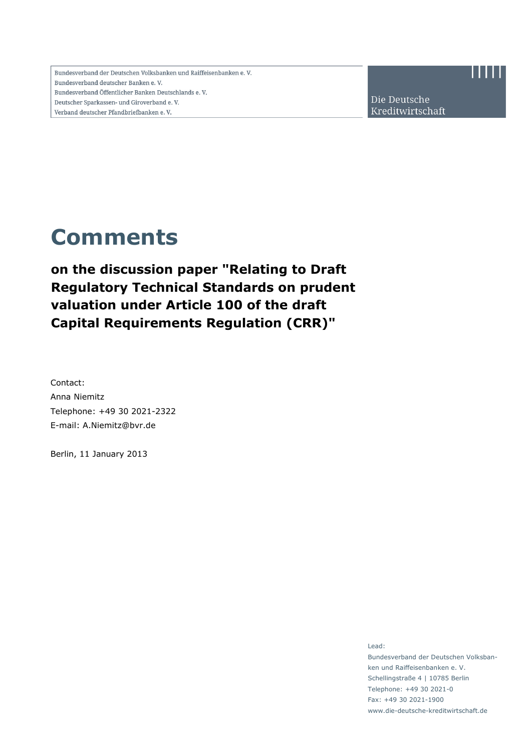Bundesverband der Deutschen Volksbanken und Raiffeisenbanken e. V.
Bundesverband deutscher Banken e. V.
Bundesverband Öffentlicher Banken Deutschlands e. V.
Deutscher Sparkassen- und Giroverband e. V.
Verband deutscher Pfandbriefbanken e. V.

Die Deutsche Kreditwirtschaft

# Comments

**on the discussion paper "Relating to Draft Regulatory Technical Standards on prudent valuation under Article 100 of the draft Capital Requirements Regulation (CRR)"**

Contact:
Anna Niemitz
Telephone: +49 30 2021-2322
E-mail: A.Niemitz@bvr.de

Berlin, 11 January 2013

Lead:
Bundesverband der Deutschen Volksbanken und Raiffeisenbanken e. V.
Schellingstraße 4 | 10785 Berlin
Telephone: +49 30 2021-0
Fax: +49 30 2021-1900
www.die-deutsche-kreditwirtschaft.de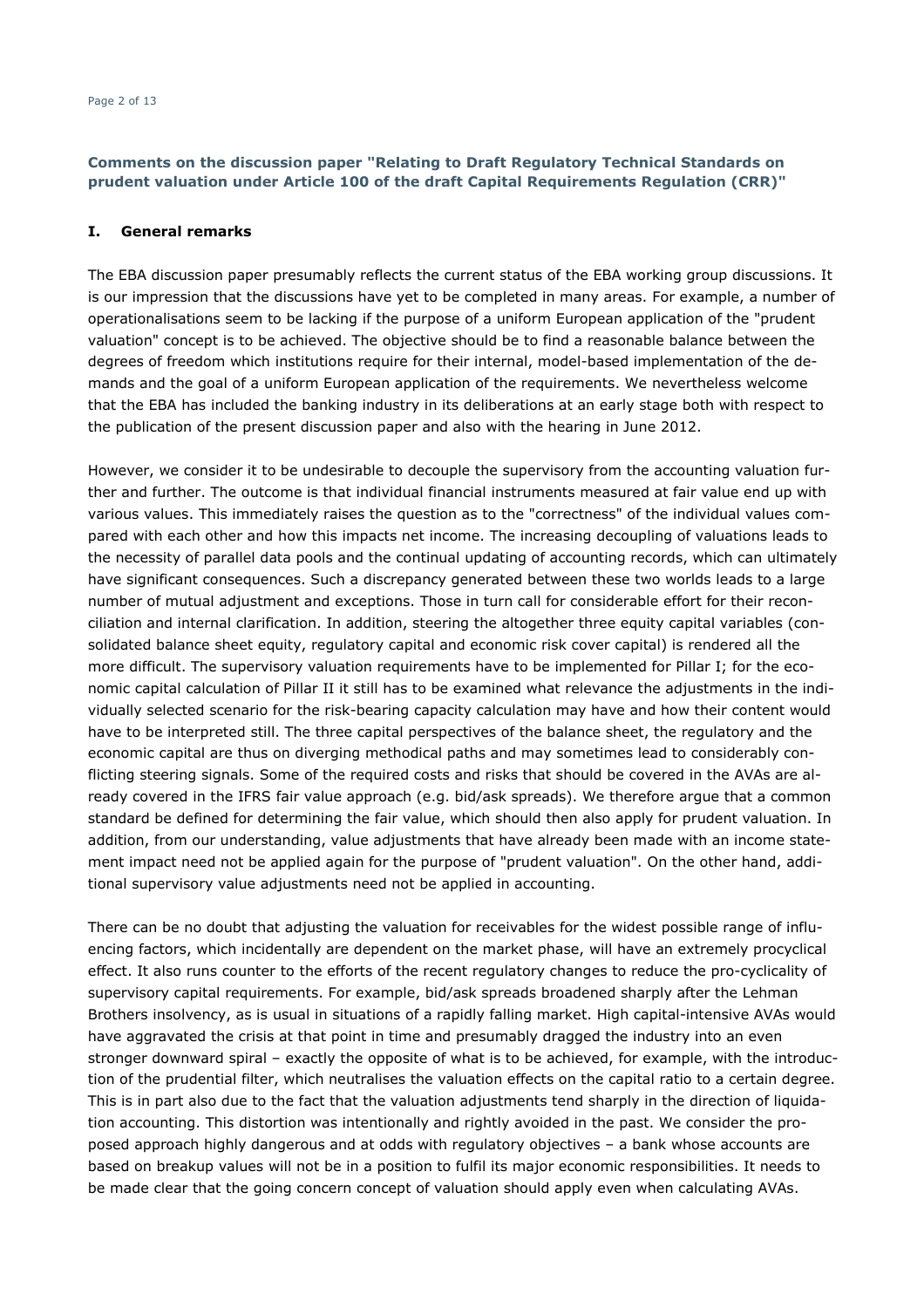## Comments on the discussion paper "Relating to Draft Regulatory Technical Standards on prudent valuation under Article 100 of the draft Capital Requirements Regulation (CRR)"

### I. General remarks

The EBA discussion paper presumably reflects the current status of the EBA working group discussions. It is our impression that the discussions have yet to be completed in many areas. For example, a number of operationalisations seem to be lacking if the purpose of a uniform European application of the "prudent valuation" concept is to be achieved. The objective should be to find a reasonable balance between the degrees of freedom which institutions require for their internal, model-based implementation of the demands and the goal of a uniform European application of the requirements. We nevertheless welcome that the EBA has included the banking industry in its deliberations at an early stage both with respect to the publication of the present discussion paper and also with the hearing in June 2012.

However, we consider it to be undesirable to decouple the supervisory from the accounting valuation further and further. The outcome is that individual financial instruments measured at fair value end up with various values. This immediately raises the question as to the "correctness" of the individual values compared with each other and how this impacts net income. The increasing decoupling of valuations leads to the necessity of parallel data pools and the continual updating of accounting records, which can ultimately have significant consequences. Such a discrepancy generated between these two worlds leads to a large number of mutual adjustment and exceptions. Those in turn call for considerable effort for their reconciliation and internal clarification. In addition, steering the altogether three equity capital variables (consolidated balance sheet equity, regulatory capital and economic risk cover capital) is rendered all the more difficult. The supervisory valuation requirements have to be implemented for Pillar I; for the economic capital calculation of Pillar II it still has to be examined what relevance the adjustments in the individually selected scenario for the risk-bearing capacity calculation may have and how their content would have to be interpreted still. The three capital perspectives of the balance sheet, the regulatory and the economic capital are thus on diverging methodical paths and may sometimes lead to considerably conflicting steering signals. Some of the required costs and risks that should be covered in the AVAs are already covered in the IFRS fair value approach (e.g. bid/ask spreads). We therefore argue that a common standard be defined for determining the fair value, which should then also apply for prudent valuation. In addition, from our understanding, value adjustments that have already been made with an income statement impact need not be applied again for the purpose of "prudent valuation". On the other hand, additional supervisory value adjustments need not be applied in accounting.

There can be no doubt that adjusting the valuation for receivables for the widest possible range of influencing factors, which incidentally are dependent on the market phase, will have an extremely procyclical effect. It also runs counter to the efforts of the recent regulatory changes to reduce the pro-cyclicality of supervisory capital requirements. For example, bid/ask spreads broadened sharply after the Lehman Brothers insolvency, as is usual in situations of a rapidly falling market. High capital-intensive AVAs would have aggravated the crisis at that point in time and presumably dragged the industry into an even stronger downward spiral – exactly the opposite of what is to be achieved, for example, with the introduction of the prudential filter, which neutralises the valuation effects on the capital ratio to a certain degree. This is in part also due to the fact that the valuation adjustments tend sharply in the direction of liquidation accounting. This distortion was intentionally and rightly avoided in the past. We consider the proposed approach highly dangerous and at odds with regulatory objectives – a bank whose accounts are based on breakup values will not be in a position to fulfil its major economic responsibilities. It needs to be made clear that the going concern concept of valuation should apply even when calculating AVAs.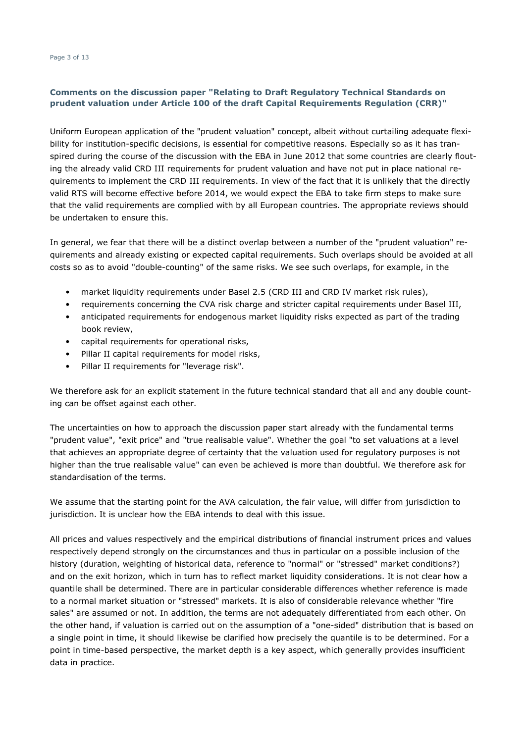### Comments on the discussion paper "Relating to Draft Regulatory Technical Standards on prudent valuation under Article 100 of the draft Capital Requirements Regulation (CRR)"

Uniform European application of the "prudent valuation" concept, albeit without curtailing adequate flexibility for institution-specific decisions, is essential for competitive reasons. Especially so as it has transpired during the course of the discussion with the EBA in June 2012 that some countries are clearly flouting the already valid CRD III requirements for prudent valuation and have not put in place national requirements to implement the CRD III requirements. In view of the fact that it is unlikely that the directly valid RTS will become effective before 2014, we would expect the EBA to take firm steps to make sure that the valid requirements are complied with by all European countries. The appropriate reviews should be undertaken to ensure this.

In general, we fear that there will be a distinct overlap between a number of the "prudent valuation" requirements and already existing or expected capital requirements. Such overlaps should be avoided at all costs so as to avoid "double-counting" of the same risks. We see such overlaps, for example, in the

- market liquidity requirements under Basel 2.5 (CRD III and CRD IV market risk rules),
- requirements concerning the CVA risk charge and stricter capital requirements under Basel III,
- anticipated requirements for endogenous market liquidity risks expected as part of the trading book review,
- capital requirements for operational risks,
- Pillar II capital requirements for model risks,
- Pillar II requirements for "leverage risk".

We therefore ask for an explicit statement in the future technical standard that all and any double counting can be offset against each other.

The uncertainties on how to approach the discussion paper start already with the fundamental terms "prudent value", "exit price" and "true realisable value". Whether the goal "to set valuations at a level that achieves an appropriate degree of certainty that the valuation used for regulatory purposes is not higher than the true realisable value" can even be achieved is more than doubtful. We therefore ask for standardisation of the terms.

We assume that the starting point for the AVA calculation, the fair value, will differ from jurisdiction to jurisdiction. It is unclear how the EBA intends to deal with this issue.

All prices and values respectively and the empirical distributions of financial instrument prices and values respectively depend strongly on the circumstances and thus in particular on a possible inclusion of the history (duration, weighting of historical data, reference to "normal" or "stressed" market conditions?) and on the exit horizon, which in turn has to reflect market liquidity considerations. It is not clear how a quantile shall be determined. There are in particular considerable differences whether reference is made to a normal market situation or "stressed" markets. It is also of considerable relevance whether "fire sales" are assumed or not. In addition, the terms are not adequately differentiated from each other. On the other hand, if valuation is carried out on the assumption of a "one-sided" distribution that is based on a single point in time, it should likewise be clarified how precisely the quantile is to be determined. For a point in time-based perspective, the market depth is a key aspect, which generally provides insufficient data in practice.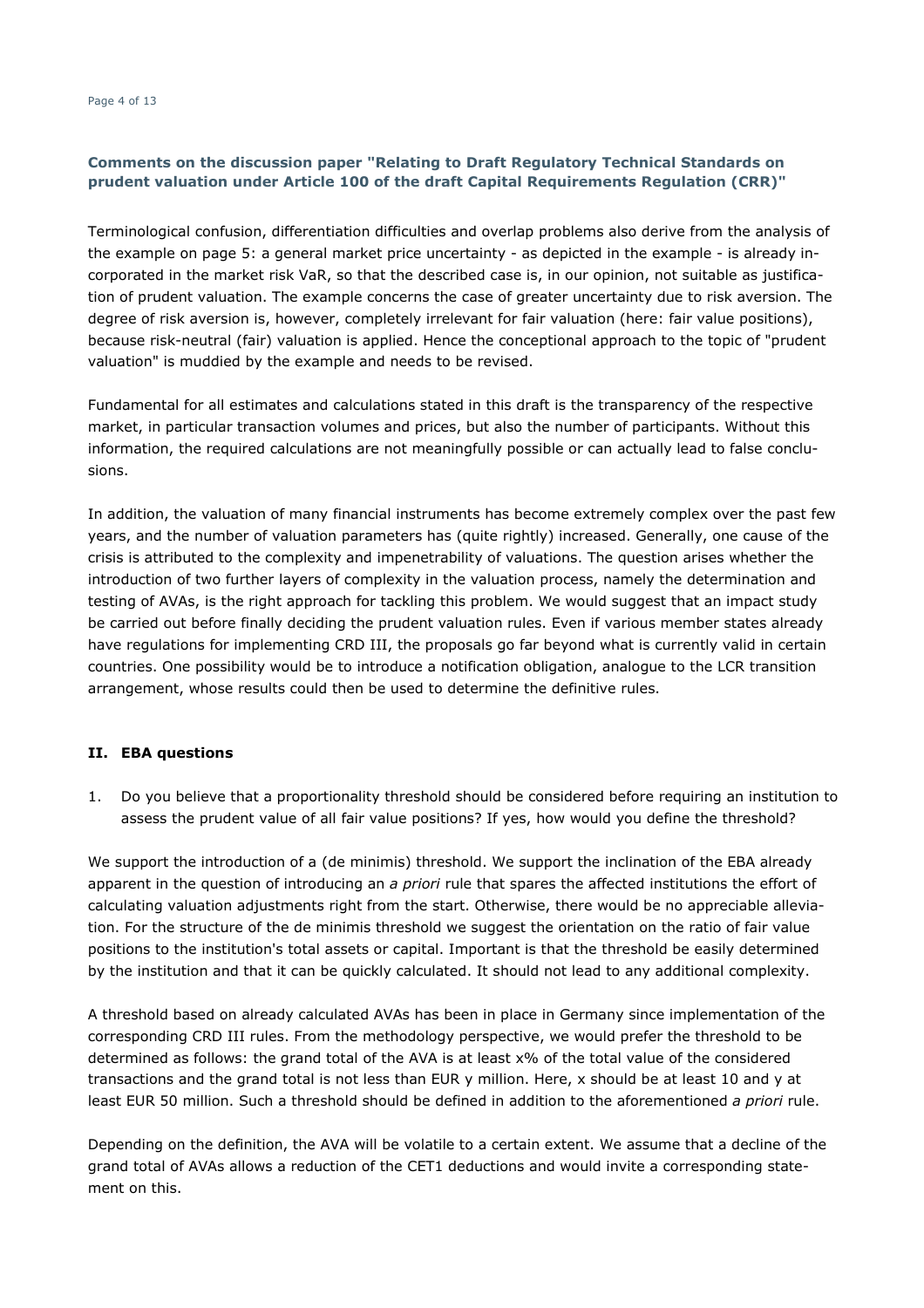### Comments on the discussion paper "Relating to Draft Regulatory Technical Standards on prudent valuation under Article 100 of the draft Capital Requirements Regulation (CRR)"

Terminological confusion, differentiation difficulties and overlap problems also derive from the analysis of the example on page 5: a general market price uncertainty - as depicted in the example - is already incorporated in the market risk VaR, so that the described case is, in our opinion, not suitable as justification of prudent valuation. The example concerns the case of greater uncertainty due to risk aversion. The degree of risk aversion is, however, completely irrelevant for fair valuation (here: fair value positions), because risk-neutral (fair) valuation is applied. Hence the conceptional approach to the topic of "prudent valuation" is muddied by the example and needs to be revised.

Fundamental for all estimates and calculations stated in this draft is the transparency of the respective market, in particular transaction volumes and prices, but also the number of participants. Without this information, the required calculations are not meaningfully possible or can actually lead to false conclusions.

In addition, the valuation of many financial instruments has become extremely complex over the past few years, and the number of valuation parameters has (quite rightly) increased. Generally, one cause of the crisis is attributed to the complexity and impenetrability of valuations. The question arises whether the introduction of two further layers of complexity in the valuation process, namely the determination and testing of AVAs, is the right approach for tackling this problem. We would suggest that an impact study be carried out before finally deciding the prudent valuation rules. Even if various member states already have regulations for implementing CRD III, the proposals go far beyond what is currently valid in certain countries. One possibility would be to introduce a notification obligation, analogue to the LCR transition arrangement, whose results could then be used to determine the definitive rules.

## II. EBA questions

1. Do you believe that a proportionality threshold should be considered before requiring an institution to assess the prudent value of all fair value positions? If yes, how would you define the threshold?

We support the introduction of a (de minimis) threshold. We support the inclination of the EBA already apparent in the question of introducing an *a priori* rule that spares the affected institutions the effort of calculating valuation adjustments right from the start. Otherwise, there would be no appreciable alleviation. For the structure of the de minimis threshold we suggest the orientation on the ratio of fair value positions to the institution's total assets or capital. Important is that the threshold be easily determined by the institution and that it can be quickly calculated. It should not lead to any additional complexity.

A threshold based on already calculated AVAs has been in place in Germany since implementation of the corresponding CRD III rules. From the methodology perspective, we would prefer the threshold to be determined as follows: the grand total of the AVA is at least x% of the total value of the considered transactions and the grand total is not less than EUR y million. Here, x should be at least 10 and y at least EUR 50 million. Such a threshold should be defined in addition to the aforementioned *a priori* rule.

Depending on the definition, the AVA will be volatile to a certain extent. We assume that a decline of the grand total of AVAs allows a reduction of the CET1 deductions and would invite a corresponding statement on this.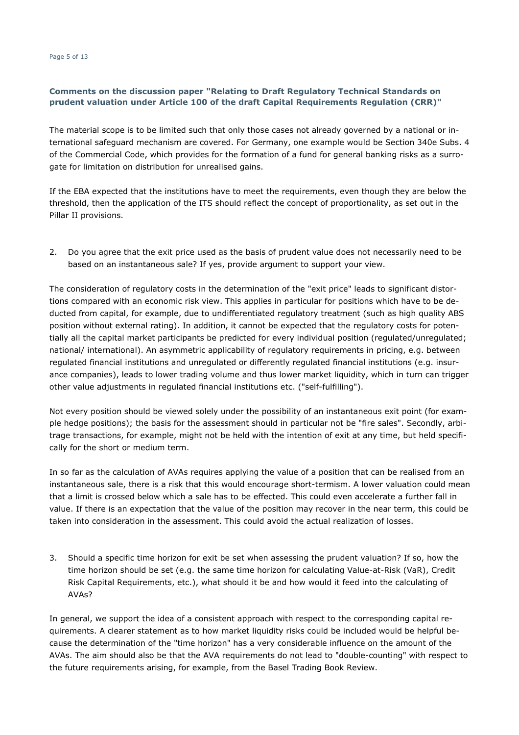### Comments on the discussion paper "Relating to Draft Regulatory Technical Standards on prudent valuation under Article 100 of the draft Capital Requirements Regulation (CRR)"

The material scope is to be limited such that only those cases not already governed by a national or international safeguard mechanism are covered. For Germany, one example would be Section 340e Subs. 4 of the Commercial Code, which provides for the formation of a fund for general banking risks as a surrogate for limitation on distribution for unrealised gains.

If the EBA expected that the institutions have to meet the requirements, even though they are below the threshold, then the application of the ITS should reflect the concept of proportionality, as set out in the Pillar II provisions.

2. Do you agree that the exit price used as the basis of prudent value does not necessarily need to be based on an instantaneous sale? If yes, provide argument to support your view.

The consideration of regulatory costs in the determination of the "exit price" leads to significant distortions compared with an economic risk view. This applies in particular for positions which have to be deducted from capital, for example, due to undifferentiated regulatory treatment (such as high quality ABS position without external rating). In addition, it cannot be expected that the regulatory costs for potentially all the capital market participants be predicted for every individual position (regulated/unregulated; national/ international). An asymmetric applicability of regulatory requirements in pricing, e.g. between regulated financial institutions and unregulated or differently regulated financial institutions (e.g. insurance companies), leads to lower trading volume and thus lower market liquidity, which in turn can trigger other value adjustments in regulated financial institutions etc. ("self-fulfilling").

Not every position should be viewed solely under the possibility of an instantaneous exit point (for example hedge positions); the basis for the assessment should in particular not be "fire sales". Secondly, arbitrage transactions, for example, might not be held with the intention of exit at any time, but held specifically for the short or medium term.

In so far as the calculation of AVAs requires applying the value of a position that can be realised from an instantaneous sale, there is a risk that this would encourage short-termism. A lower valuation could mean that a limit is crossed below which a sale has to be effected. This could even accelerate a further fall in value. If there is an expectation that the value of the position may recover in the near term, this could be taken into consideration in the assessment. This could avoid the actual realization of losses.

3. Should a specific time horizon for exit be set when assessing the prudent valuation? If so, how the time horizon should be set (e.g. the same time horizon for calculating Value-at-Risk (VaR), Credit Risk Capital Requirements, etc.), what should it be and how would it feed into the calculating of AVAs?

In general, we support the idea of a consistent approach with respect to the corresponding capital requirements. A clearer statement as to how market liquidity risks could be included would be helpful because the determination of the "time horizon" has a very considerable influence on the amount of the AVAs. The aim should also be that the AVA requirements do not lead to "double-counting" with respect to the future requirements arising, for example, from the Basel Trading Book Review.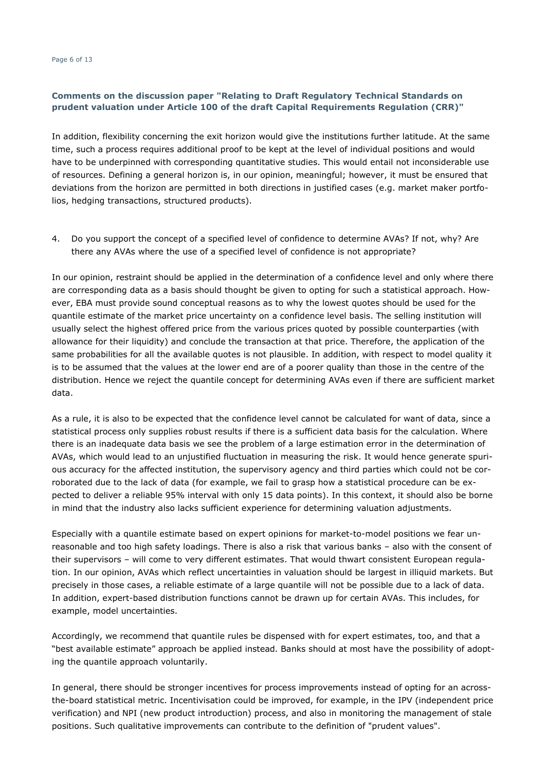**Comments on the discussion paper "Relating to Draft Regulatory Technical Standards on prudent valuation under Article 100 of the draft Capital Requirements Regulation (CRR)"**

In addition, flexibility concerning the exit horizon would give the institutions further latitude. At the same time, such a process requires additional proof to be kept at the level of individual positions and would have to be underpinned with corresponding quantitative studies. This would entail not inconsiderable use of resources. Defining a general horizon is, in our opinion, meaningful; however, it must be ensured that deviations from the horizon are permitted in both directions in justified cases (e.g. market maker portfolios, hedging transactions, structured products).

4. Do you support the concept of a specified level of confidence to determine AVAs? If not, why? Are there any AVAs where the use of a specified level of confidence is not appropriate?

In our opinion, restraint should be applied in the determination of a confidence level and only where there are corresponding data as a basis should thought be given to opting for such a statistical approach. However, EBA must provide sound conceptual reasons as to why the lowest quotes should be used for the quantile estimate of the market price uncertainty on a confidence level basis. The selling institution will usually select the highest offered price from the various prices quoted by possible counterparties (with allowance for their liquidity) and conclude the transaction at that price. Therefore, the application of the same probabilities for all the available quotes is not plausible. In addition, with respect to model quality it is to be assumed that the values at the lower end are of a poorer quality than those in the centre of the distribution. Hence we reject the quantile concept for determining AVAs even if there are sufficient market data.

As a rule, it is also to be expected that the confidence level cannot be calculated for want of data, since a statistical process only supplies robust results if there is a sufficient data basis for the calculation. Where there is an inadequate data basis we see the problem of a large estimation error in the determination of AVAs, which would lead to an unjustified fluctuation in measuring the risk. It would hence generate spurious accuracy for the affected institution, the supervisory agency and third parties which could not be corroborated due to the lack of data (for example, we fail to grasp how a statistical procedure can be expected to deliver a reliable 95% interval with only 15 data points). In this context, it should also be borne in mind that the industry also lacks sufficient experience for determining valuation adjustments.

Especially with a quantile estimate based on expert opinions for market-to-model positions we fear unreasonable and too high safety loadings. There is also a risk that various banks – also with the consent of their supervisors – will come to very different estimates. That would thwart consistent European regulation. In our opinion, AVAs which reflect uncertainties in valuation should be largest in illiquid markets. But precisely in those cases, a reliable estimate of a large quantile will not be possible due to a lack of data. In addition, expert-based distribution functions cannot be drawn up for certain AVAs. This includes, for example, model uncertainties.

Accordingly, we recommend that quantile rules be dispensed with for expert estimates, too, and that a "best available estimate" approach be applied instead. Banks should at most have the possibility of adopting the quantile approach voluntarily.

In general, there should be stronger incentives for process improvements instead of opting for an across-the-board statistical metric. Incentivisation could be improved, for example, in the IPV (independent price verification) and NPI (new product introduction) process, and also in monitoring the management of stale positions. Such qualitative improvements can contribute to the definition of "prudent values".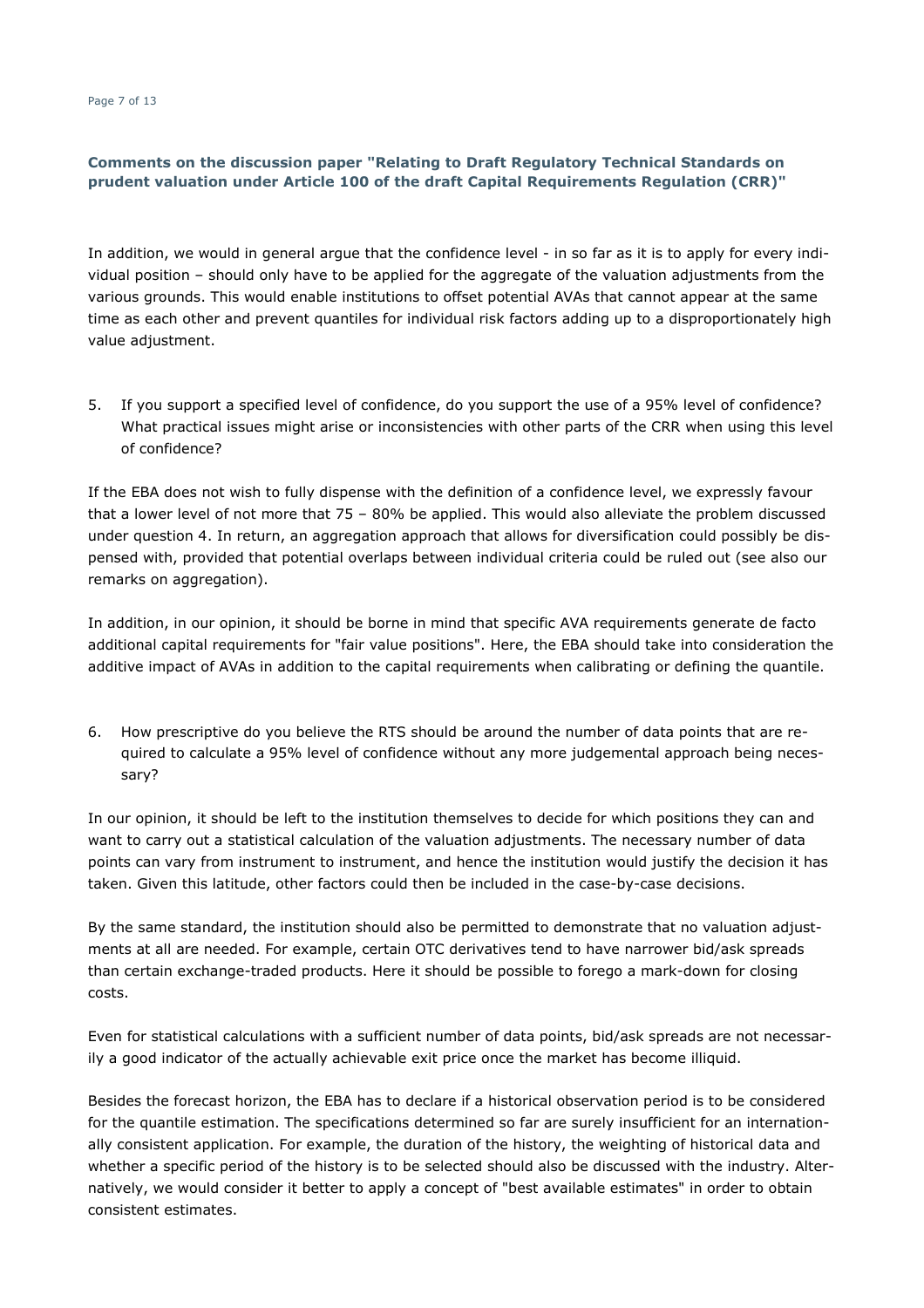**Comments on the discussion paper "Relating to Draft Regulatory Technical Standards on prudent valuation under Article 100 of the draft Capital Requirements Regulation (CRR)"**

In addition, we would in general argue that the confidence level - in so far as it is to apply for every individual position – should only have to be applied for the aggregate of the valuation adjustments from the various grounds. This would enable institutions to offset potential AVAs that cannot appear at the same time as each other and prevent quantiles for individual risk factors adding up to a disproportionately high value adjustment.

5. If you support a specified level of confidence, do you support the use of a 95% level of confidence? What practical issues might arise or inconsistencies with other parts of the CRR when using this level of confidence?

If the EBA does not wish to fully dispense with the definition of a confidence level, we expressly favour that a lower level of not more that 75 – 80% be applied. This would also alleviate the problem discussed under question 4. In return, an aggregation approach that allows for diversification could possibly be dispensed with, provided that potential overlaps between individual criteria could be ruled out (see also our remarks on aggregation).

In addition, in our opinion, it should be borne in mind that specific AVA requirements generate de facto additional capital requirements for "fair value positions". Here, the EBA should take into consideration the additive impact of AVAs in addition to the capital requirements when calibrating or defining the quantile.

6. How prescriptive do you believe the RTS should be around the number of data points that are required to calculate a 95% level of confidence without any more judgemental approach being necessary?

In our opinion, it should be left to the institution themselves to decide for which positions they can and want to carry out a statistical calculation of the valuation adjustments. The necessary number of data points can vary from instrument to instrument, and hence the institution would justify the decision it has taken. Given this latitude, other factors could then be included in the case-by-case decisions.

By the same standard, the institution should also be permitted to demonstrate that no valuation adjustments at all are needed. For example, certain OTC derivatives tend to have narrower bid/ask spreads than certain exchange-traded products. Here it should be possible to forego a mark-down for closing costs.

Even for statistical calculations with a sufficient number of data points, bid/ask spreads are not necessarily a good indicator of the actually achievable exit price once the market has become illiquid.

Besides the forecast horizon, the EBA has to declare if a historical observation period is to be considered for the quantile estimation. The specifications determined so far are surely insufficient for an internationally consistent application. For example, the duration of the history, the weighting of historical data and whether a specific period of the history is to be selected should also be discussed with the industry. Alternatively, we would consider it better to apply a concept of "best available estimates" in order to obtain consistent estimates.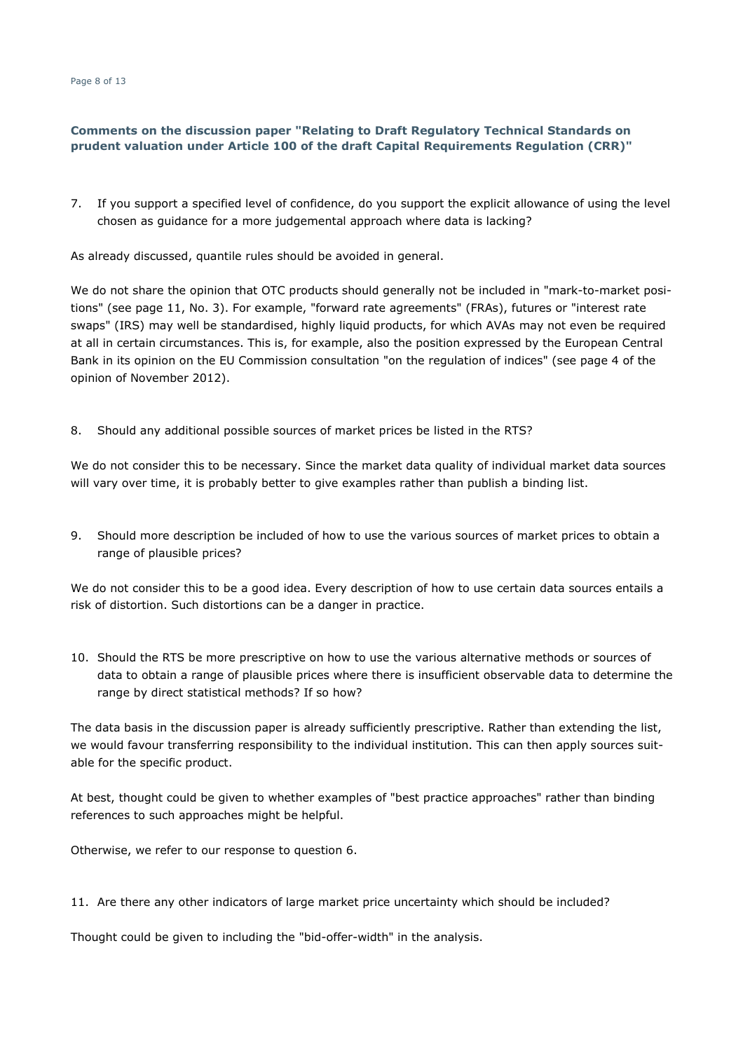**Comments on the discussion paper "Relating to Draft Regulatory Technical Standards on prudent valuation under Article 100 of the draft Capital Requirements Regulation (CRR)"**

7. If you support a specified level of confidence, do you support the explicit allowance of using the level chosen as guidance for a more judgemental approach where data is lacking?

As already discussed, quantile rules should be avoided in general.

We do not share the opinion that OTC products should generally not be included in "mark-to-market positions" (see page 11, No. 3). For example, "forward rate agreements" (FRAs), futures or "interest rate swaps" (IRS) may well be standardised, highly liquid products, for which AVAs may not even be required at all in certain circumstances. This is, for example, also the position expressed by the European Central Bank in its opinion on the EU Commission consultation "on the regulation of indices" (see page 4 of the opinion of November 2012).

8. Should any additional possible sources of market prices be listed in the RTS?

We do not consider this to be necessary. Since the market data quality of individual market data sources will vary over time, it is probably better to give examples rather than publish a binding list.

9. Should more description be included of how to use the various sources of market prices to obtain a range of plausible prices?

We do not consider this to be a good idea. Every description of how to use certain data sources entails a risk of distortion. Such distortions can be a danger in practice.

10. Should the RTS be more prescriptive on how to use the various alternative methods or sources of data to obtain a range of plausible prices where there is insufficient observable data to determine the range by direct statistical methods? If so how?

The data basis in the discussion paper is already sufficiently prescriptive. Rather than extending the list, we would favour transferring responsibility to the individual institution. This can then apply sources suitable for the specific product.

At best, thought could be given to whether examples of "best practice approaches" rather than binding references to such approaches might be helpful.

Otherwise, we refer to our response to question 6.

11. Are there any other indicators of large market price uncertainty which should be included?

Thought could be given to including the "bid-offer-width" in the analysis.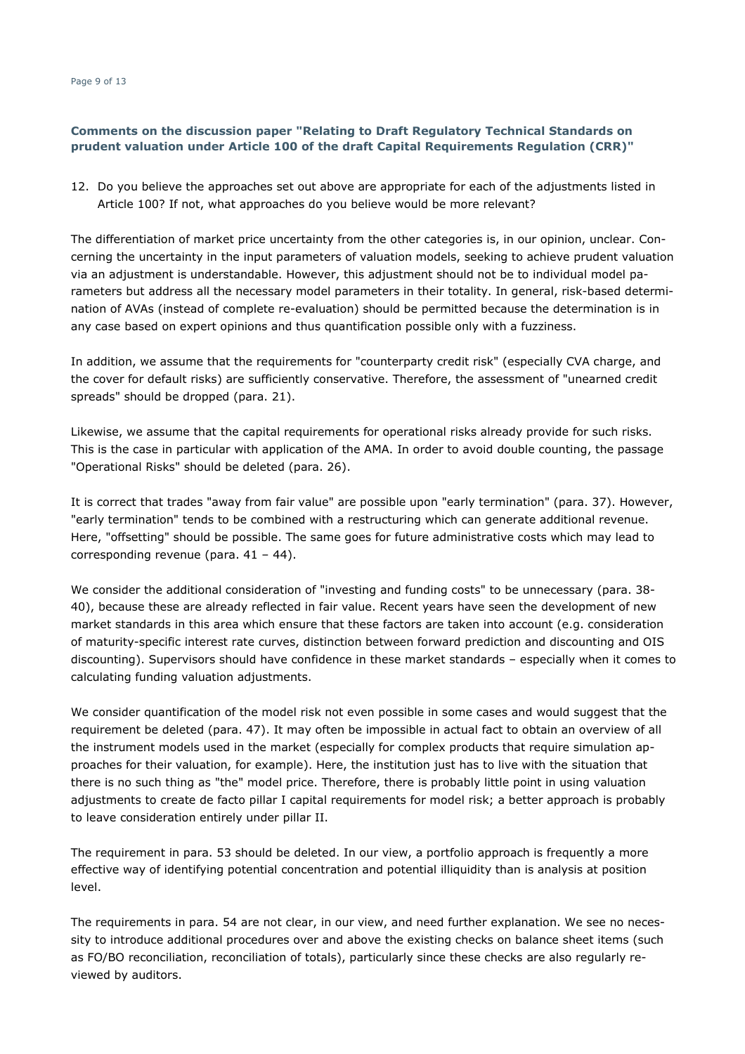## Comments on the discussion paper "Relating to Draft Regulatory Technical Standards on prudent valuation under Article 100 of the draft Capital Requirements Regulation (CRR)"

12. Do you believe the approaches set out above are appropriate for each of the adjustments listed in Article 100? If not, what approaches do you believe would be more relevant?

The differentiation of market price uncertainty from the other categories is, in our opinion, unclear. Concerning the uncertainty in the input parameters of valuation models, seeking to achieve prudent valuation via an adjustment is understandable. However, this adjustment should not be to individual model parameters but address all the necessary model parameters in their totality. In general, risk-based determination of AVAs (instead of complete re-evaluation) should be permitted because the determination is in any case based on expert opinions and thus quantification possible only with a fuzziness.

In addition, we assume that the requirements for "counterparty credit risk" (especially CVA charge, and the cover for default risks) are sufficiently conservative. Therefore, the assessment of "unearned credit spreads" should be dropped (para. 21).

Likewise, we assume that the capital requirements for operational risks already provide for such risks. This is the case in particular with application of the AMA. In order to avoid double counting, the passage "Operational Risks" should be deleted (para. 26).

It is correct that trades "away from fair value" are possible upon "early termination" (para. 37). However, "early termination" tends to be combined with a restructuring which can generate additional revenue. Here, "offsetting" should be possible. The same goes for future administrative costs which may lead to corresponding revenue (para. 41 – 44).

We consider the additional consideration of "investing and funding costs" to be unnecessary (para. 38-40), because these are already reflected in fair value. Recent years have seen the development of new market standards in this area which ensure that these factors are taken into account (e.g. consideration of maturity-specific interest rate curves, distinction between forward prediction and discounting and OIS discounting). Supervisors should have confidence in these market standards – especially when it comes to calculating funding valuation adjustments.

We consider quantification of the model risk not even possible in some cases and would suggest that the requirement be deleted (para. 47). It may often be impossible in actual fact to obtain an overview of all the instrument models used in the market (especially for complex products that require simulation approaches for their valuation, for example). Here, the institution just has to live with the situation that there is no such thing as "the" model price. Therefore, there is probably little point in using valuation adjustments to create de facto pillar I capital requirements for model risk; a better approach is probably to leave consideration entirely under pillar II.

The requirement in para. 53 should be deleted. In our view, a portfolio approach is frequently a more effective way of identifying potential concentration and potential illiquidity than is analysis at position level.

The requirements in para. 54 are not clear, in our view, and need further explanation. We see no necessity to introduce additional procedures over and above the existing checks on balance sheet items (such as FO/BO reconciliation, reconciliation of totals), particularly since these checks are also regularly reviewed by auditors.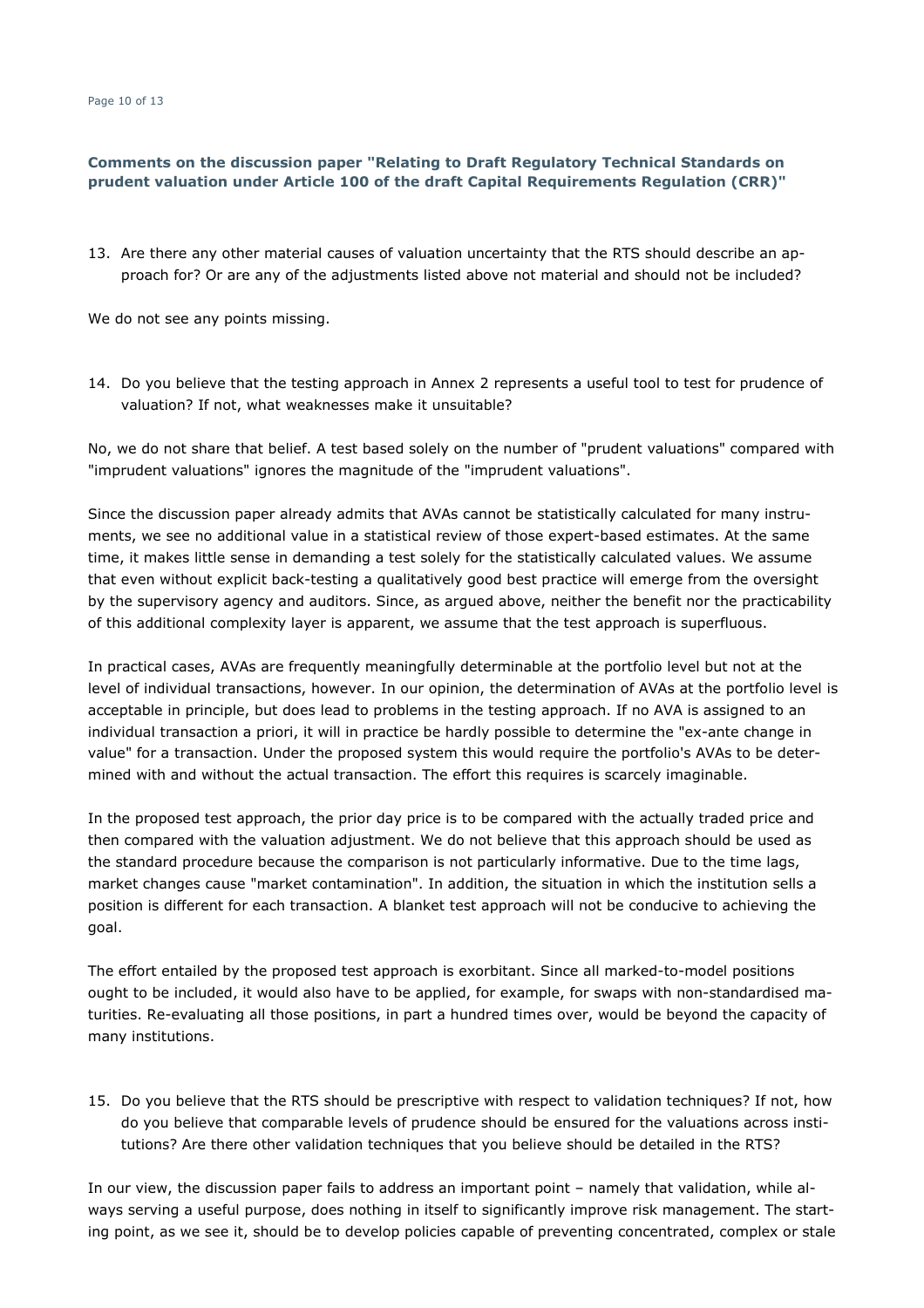**Comments on the discussion paper "Relating to Draft Regulatory Technical Standards on prudent valuation under Article 100 of the draft Capital Requirements Regulation (CRR)"**

13. Are there any other material causes of valuation uncertainty that the RTS should describe an approach for? Or are any of the adjustments listed above not material and should not be included?

We do not see any points missing.

14. Do you believe that the testing approach in Annex 2 represents a useful tool to test for prudence of valuation? If not, what weaknesses make it unsuitable?

No, we do not share that belief. A test based solely on the number of "prudent valuations" compared with "imprudent valuations" ignores the magnitude of the "imprudent valuations".

Since the discussion paper already admits that AVAs cannot be statistically calculated for many instruments, we see no additional value in a statistical review of those expert-based estimates. At the same time, it makes little sense in demanding a test solely for the statistically calculated values. We assume that even without explicit back-testing a qualitatively good best practice will emerge from the oversight by the supervisory agency and auditors. Since, as argued above, neither the benefit nor the practicability of this additional complexity layer is apparent, we assume that the test approach is superfluous.

In practical cases, AVAs are frequently meaningfully determinable at the portfolio level but not at the level of individual transactions, however. In our opinion, the determination of AVAs at the portfolio level is acceptable in principle, but does lead to problems in the testing approach. If no AVA is assigned to an individual transaction a priori, it will in practice be hardly possible to determine the "ex-ante change in value" for a transaction. Under the proposed system this would require the portfolio's AVAs to be determined with and without the actual transaction. The effort this requires is scarcely imaginable.

In the proposed test approach, the prior day price is to be compared with the actually traded price and then compared with the valuation adjustment. We do not believe that this approach should be used as the standard procedure because the comparison is not particularly informative. Due to the time lags, market changes cause "market contamination". In addition, the situation in which the institution sells a position is different for each transaction. A blanket test approach will not be conducive to achieving the goal.

The effort entailed by the proposed test approach is exorbitant. Since all marked-to-model positions ought to be included, it would also have to be applied, for example, for swaps with non-standardised maturities. Re-evaluating all those positions, in part a hundred times over, would be beyond the capacity of many institutions.

15. Do you believe that the RTS should be prescriptive with respect to validation techniques? If not, how do you believe that comparable levels of prudence should be ensured for the valuations across institutions? Are there other validation techniques that you believe should be detailed in the RTS?

In our view, the discussion paper fails to address an important point – namely that validation, while always serving a useful purpose, does nothing in itself to significantly improve risk management. The starting point, as we see it, should be to develop policies capable of preventing concentrated, complex or stale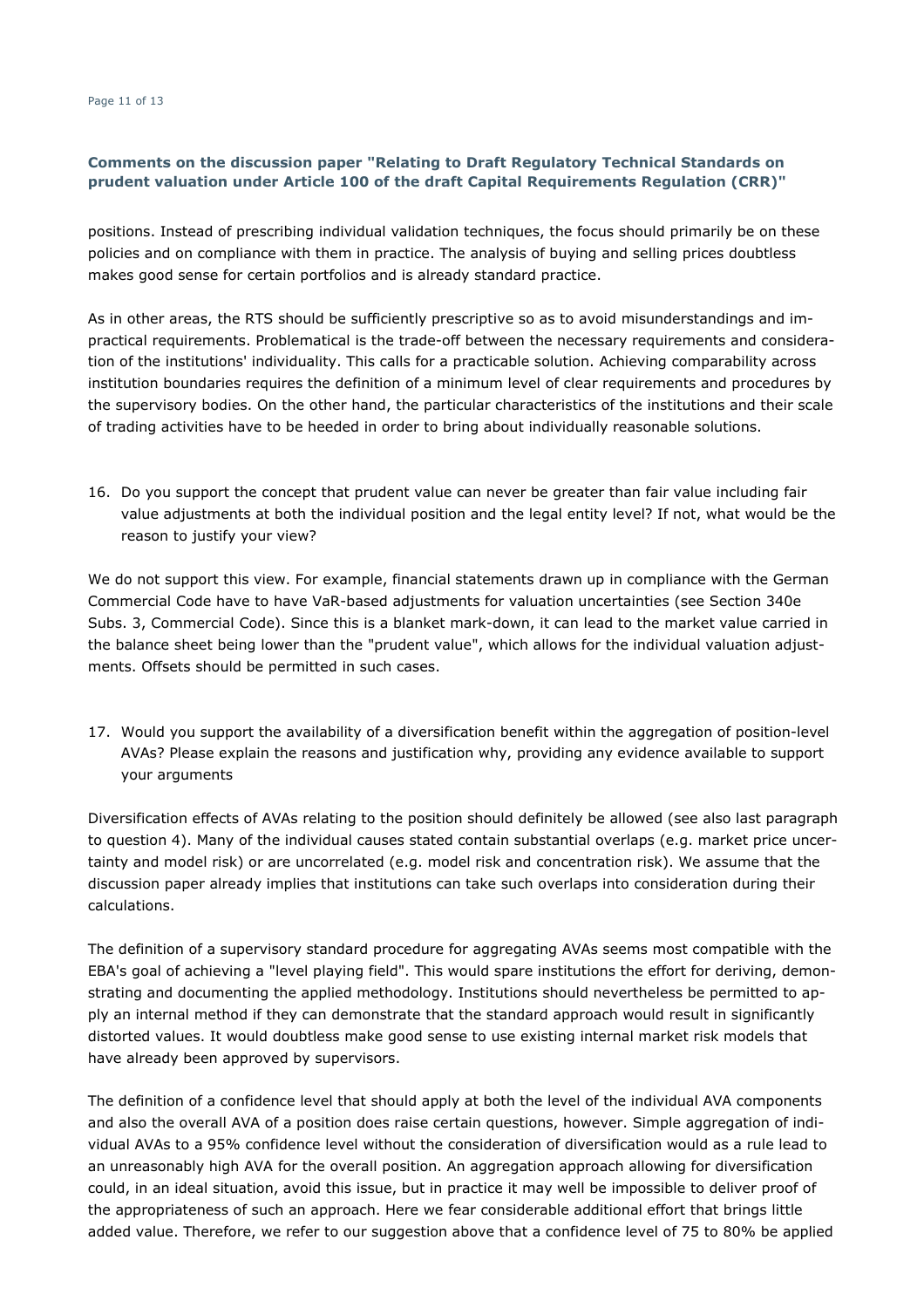**Comments on the discussion paper "Relating to Draft Regulatory Technical Standards on prudent valuation under Article 100 of the draft Capital Requirements Regulation (CRR)"**

positions. Instead of prescribing individual validation techniques, the focus should primarily be on these policies and on compliance with them in practice. The analysis of buying and selling prices doubtless makes good sense for certain portfolios and is already standard practice.

As in other areas, the RTS should be sufficiently prescriptive so as to avoid misunderstandings and impractical requirements. Problematical is the trade-off between the necessary requirements and consideration of the institutions' individuality. This calls for a practicable solution. Achieving comparability across institution boundaries requires the definition of a minimum level of clear requirements and procedures by the supervisory bodies. On the other hand, the particular characteristics of the institutions and their scale of trading activities have to be heeded in order to bring about individually reasonable solutions.

16. Do you support the concept that prudent value can never be greater than fair value including fair value adjustments at both the individual position and the legal entity level? If not, what would be the reason to justify your view?

We do not support this view. For example, financial statements drawn up in compliance with the German Commercial Code have to have VaR-based adjustments for valuation uncertainties (see Section 340e Subs. 3, Commercial Code). Since this is a blanket mark-down, it can lead to the market value carried in the balance sheet being lower than the "prudent value", which allows for the individual valuation adjustments. Offsets should be permitted in such cases.

17. Would you support the availability of a diversification benefit within the aggregation of position-level AVAs? Please explain the reasons and justification why, providing any evidence available to support your arguments

Diversification effects of AVAs relating to the position should definitely be allowed (see also last paragraph to question 4). Many of the individual causes stated contain substantial overlaps (e.g. market price uncertainty and model risk) or are uncorrelated (e.g. model risk and concentration risk). We assume that the discussion paper already implies that institutions can take such overlaps into consideration during their calculations.

The definition of a supervisory standard procedure for aggregating AVAs seems most compatible with the EBA's goal of achieving a "level playing field". This would spare institutions the effort for deriving, demonstrating and documenting the applied methodology. Institutions should nevertheless be permitted to apply an internal method if they can demonstrate that the standard approach would result in significantly distorted values. It would doubtless make good sense to use existing internal market risk models that have already been approved by supervisors.

The definition of a confidence level that should apply at both the level of the individual AVA components and also the overall AVA of a position does raise certain questions, however. Simple aggregation of individual AVAs to a 95% confidence level without the consideration of diversification would as a rule lead to an unreasonably high AVA for the overall position. An aggregation approach allowing for diversification could, in an ideal situation, avoid this issue, but in practice it may well be impossible to deliver proof of the appropriateness of such an approach. Here we fear considerable additional effort that brings little added value. Therefore, we refer to our suggestion above that a confidence level of 75 to 80% be applied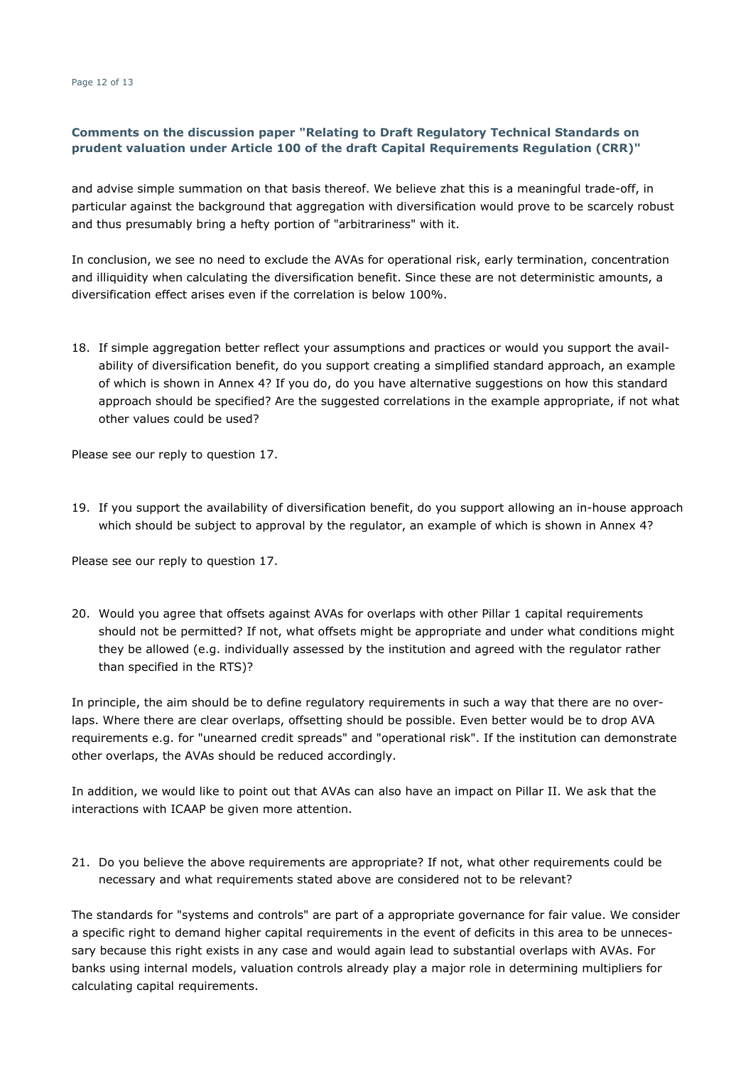**Comments on the discussion paper "Relating to Draft Regulatory Technical Standards on prudent valuation under Article 100 of the draft Capital Requirements Regulation (CRR)"**

and advise simple summation on that basis thereof. We believe zhat this is a meaningful trade-off, in particular against the background that aggregation with diversification would prove to be scarcely robust and thus presumably bring a hefty portion of "arbitrariness" with it.

In conclusion, we see no need to exclude the AVAs for operational risk, early termination, concentration and illiquidity when calculating the diversification benefit. Since these are not deterministic amounts, a diversification effect arises even if the correlation is below 100%.

18. If simple aggregation better reflect your assumptions and practices or would you support the availability of diversification benefit, do you support creating a simplified standard approach, an example of which is shown in Annex 4? If you do, do you have alternative suggestions on how this standard approach should be specified? Are the suggested correlations in the example appropriate, if not what other values could be used?

Please see our reply to question 17.

19. If you support the availability of diversification benefit, do you support allowing an in-house approach which should be subject to approval by the regulator, an example of which is shown in Annex 4?

Please see our reply to question 17.

20. Would you agree that offsets against AVAs for overlaps with other Pillar 1 capital requirements should not be permitted? If not, what offsets might be appropriate and under what conditions might they be allowed (e.g. individually assessed by the institution and agreed with the regulator rather than specified in the RTS)?

In principle, the aim should be to define regulatory requirements in such a way that there are no overlaps. Where there are clear overlaps, offsetting should be possible. Even better would be to drop AVA requirements e.g. for "unearned credit spreads" and "operational risk". If the institution can demonstrate other overlaps, the AVAs should be reduced accordingly.

In addition, we would like to point out that AVAs can also have an impact on Pillar II. We ask that the interactions with ICAAP be given more attention.

21. Do you believe the above requirements are appropriate? If not, what other requirements could be necessary and what requirements stated above are considered not to be relevant?

The standards for "systems and controls" are part of a appropriate governance for fair value. We consider a specific right to demand higher capital requirements in the event of deficits in this area to be unnecessary because this right exists in any case and would again lead to substantial overlaps with AVAs. For banks using internal models, valuation controls already play a major role in determining multipliers for calculating capital requirements.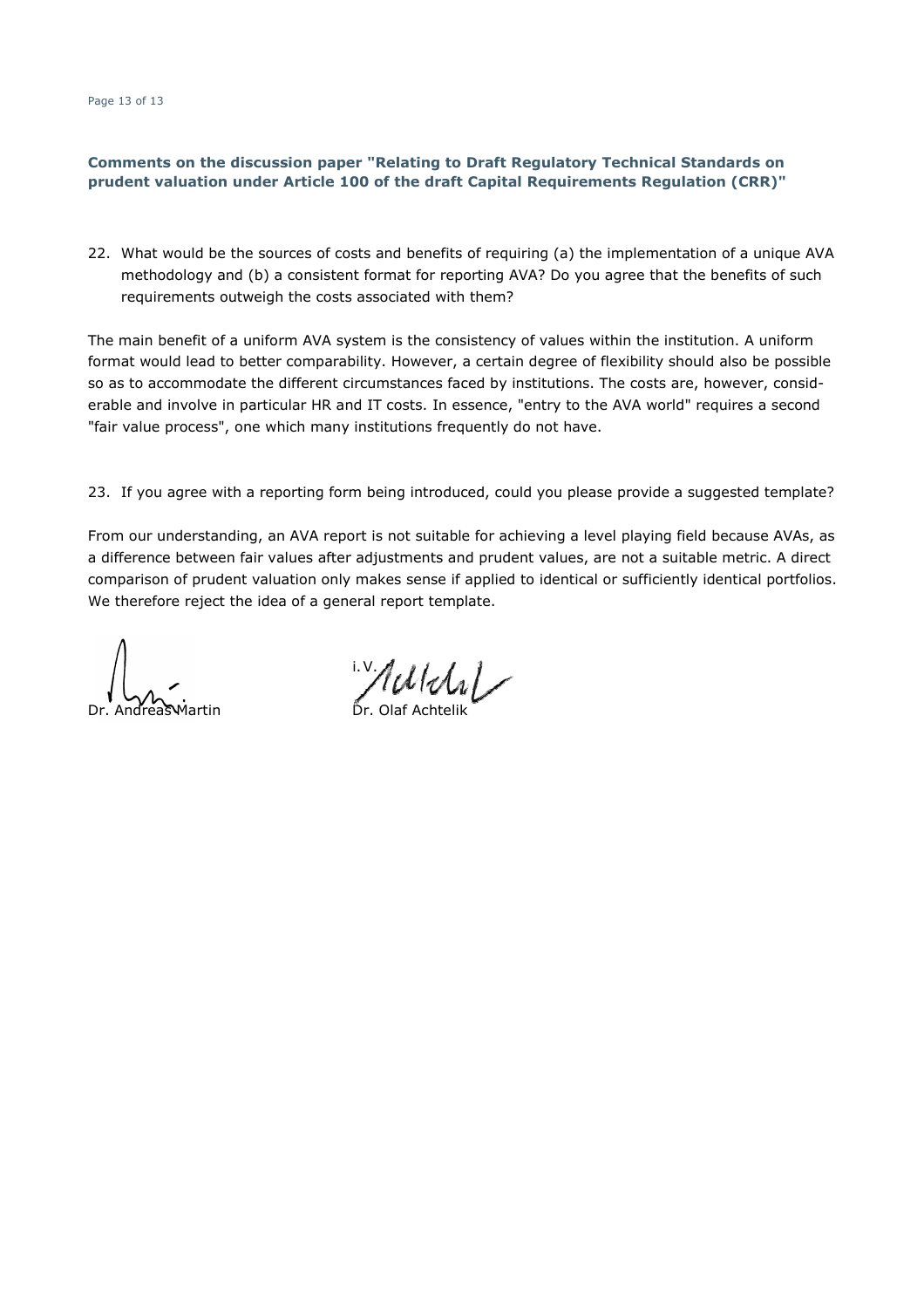**Comments on the discussion paper "Relating to Draft Regulatory Technical Standards on prudent valuation under Article 100 of the draft Capital Requirements Regulation (CRR)"**

22. What would be the sources of costs and benefits of requiring (a) the implementation of a unique AVA methodology and (b) a consistent format for reporting AVA? Do you agree that the benefits of such requirements outweigh the costs associated with them?

The main benefit of a uniform AVA system is the consistency of values within the institution. A uniform format would lead to better comparability. However, a certain degree of flexibility should also be possible so as to accommodate the different circumstances faced by institutions. The costs are, however, considerable and involve in particular HR and IT costs. In essence, "entry to the AVA world" requires a second "fair value process", one which many institutions frequently do not have.

23. If you agree with a reporting form being introduced, could you please provide a suggested template?

From our understanding, an AVA report is not suitable for achieving a level playing field because AVAs, as a difference between fair values after adjustments and prudent values, are not a suitable metric. A direct comparison of prudent valuation only makes sense if applied to identical or sufficiently identical portfolios. We therefore reject the idea of a general report template.

Dr. Andreas Martin

i.V.

Dr. Olaf Achtelik